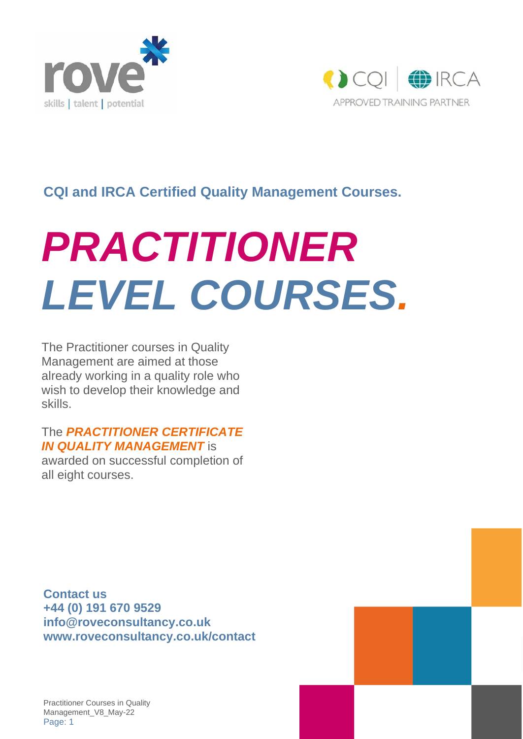**CQI and IRCA Certified Quality Management Courses.**

# *PRACTITIONER LEVEL COURSES.*

The Practitioner courses in Quality Management are aimed at those already working in a quality role who wish to develop their knowledge and skills.

The ***PRACTITIONER CERTIFICATE IN QUALITY MANAGEMENT*** is awarded on successful completion of all eight courses.

**Contact us**
**+44 (0) 191 670 9529**
**info@roveconsultancy.co.uk**
**www.roveconsultancy.co.uk/contact**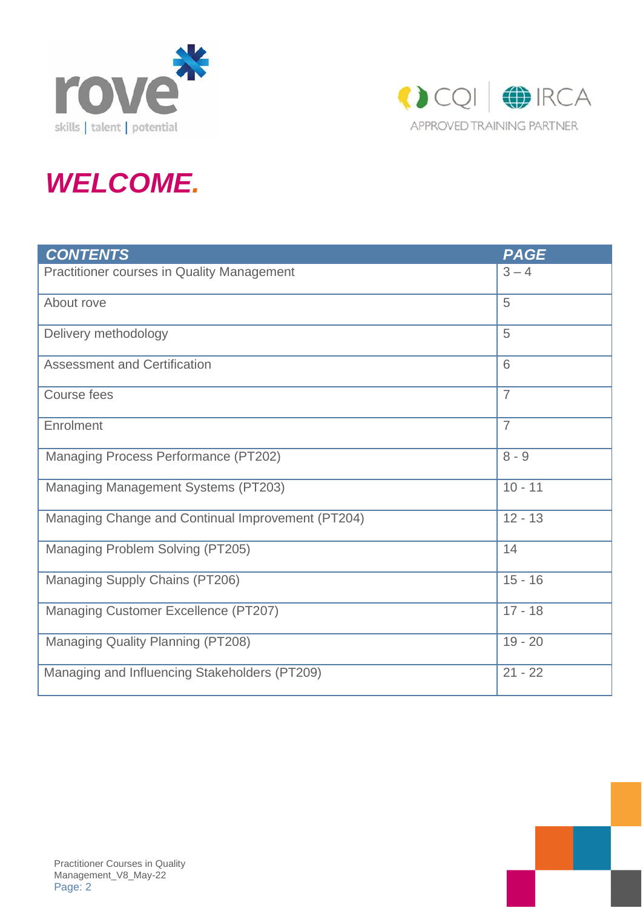# *WELCOME.*

| *CONTENTS* | *PAGE* |
| --- | --- |
| Practitioner courses in Quality Management | 3 – 4 |
| About rove | 5 |
| Delivery methodology | 5 |
| Assessment and Certification | 6 |
| Course fees | 7 |
| Enrolment | 7 |
| Managing Process Performance (PT202) | 8 - 9 |
| Managing Management Systems (PT203) | 10 - 11 |
| Managing Change and Continual Improvement (PT204) | 12 - 13 |
| Managing Problem Solving (PT205) | 14 |
| Managing Supply Chains (PT206) | 15 - 16 |
| Managing Customer Excellence (PT207) | 17 - 18 |
| Managing Quality Planning (PT208) | 19 - 20 |
| Managing and Influencing Stakeholders (PT209) | 21 - 22 |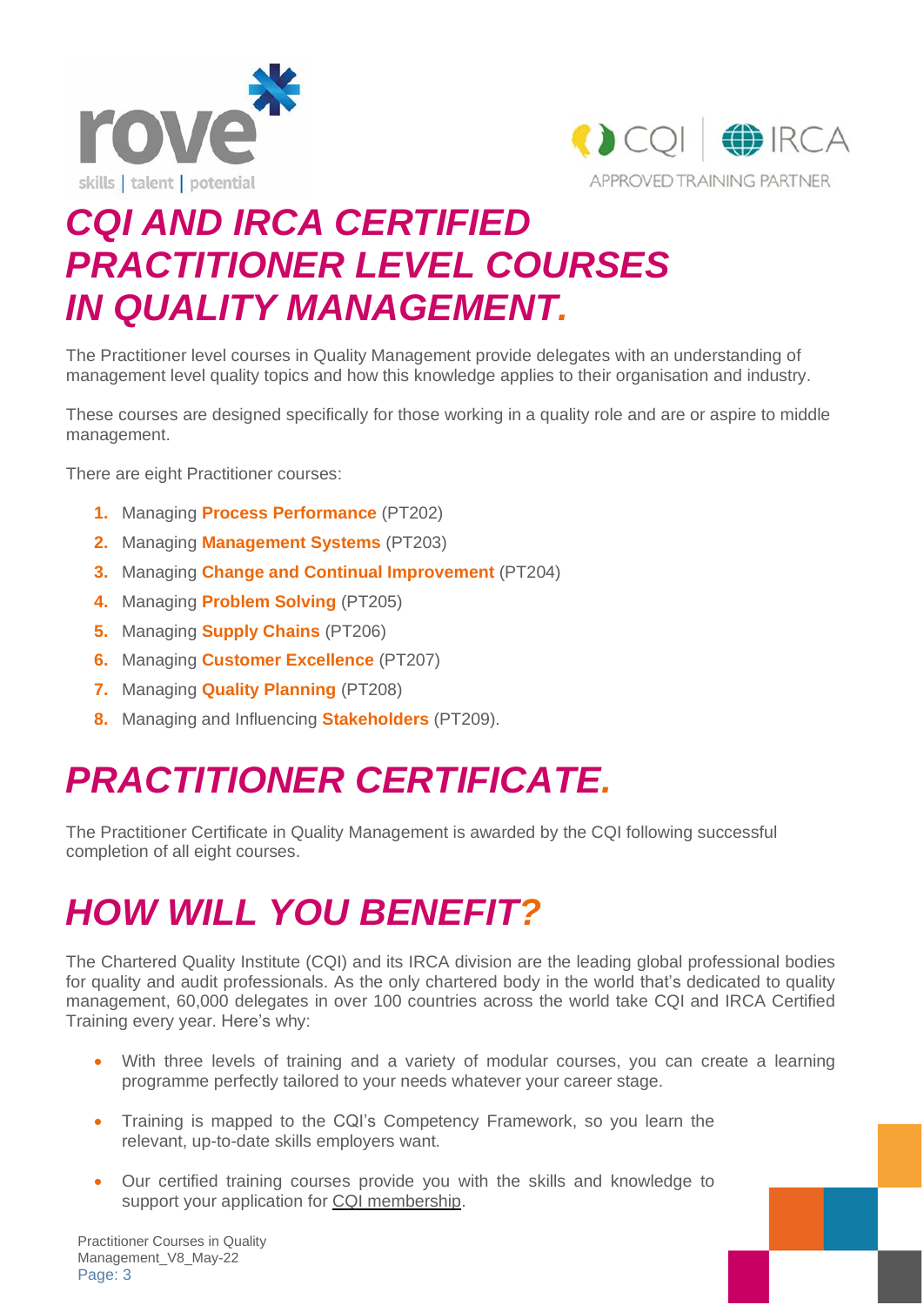# CQI AND IRCA CERTIFIED PRACTITIONER LEVEL COURSES IN QUALITY MANAGEMENT.

The Practitioner level courses in Quality Management provide delegates with an understanding of management level quality topics and how this knowledge applies to their organisation and industry.

These courses are designed specifically for those working in a quality role and are or aspire to middle management.

There are eight Practitioner courses:

1. Managing **Process Performance** (PT202)
2. Managing **Management Systems** (PT203)
3. Managing **Change and Continual Improvement** (PT204)
4. Managing **Problem Solving** (PT205)
5. Managing **Supply Chains** (PT206)
6. Managing **Customer Excellence** (PT207)
7. Managing **Quality Planning** (PT208)
8. Managing and Influencing **Stakeholders** (PT209).

# PRACTITIONER CERTIFICATE.

The Practitioner Certificate in Quality Management is awarded by the CQI following successful completion of all eight courses.

# HOW WILL YOU BENEFIT?

The Chartered Quality Institute (CQI) and its IRCA division are the leading global professional bodies for quality and audit professionals. As the only chartered body in the world that's dedicated to quality management, 60,000 delegates in over 100 countries across the world take CQI and IRCA Certified Training every year. Here's why:

- With three levels of training and a variety of modular courses, you can create a learning programme perfectly tailored to your needs whatever your career stage.
- Training is mapped to the CQI's Competency Framework, so you learn the relevant, up-to-date skills employers want.
- Our certified training courses provide you with the skills and knowledge to support your application for CQI membership.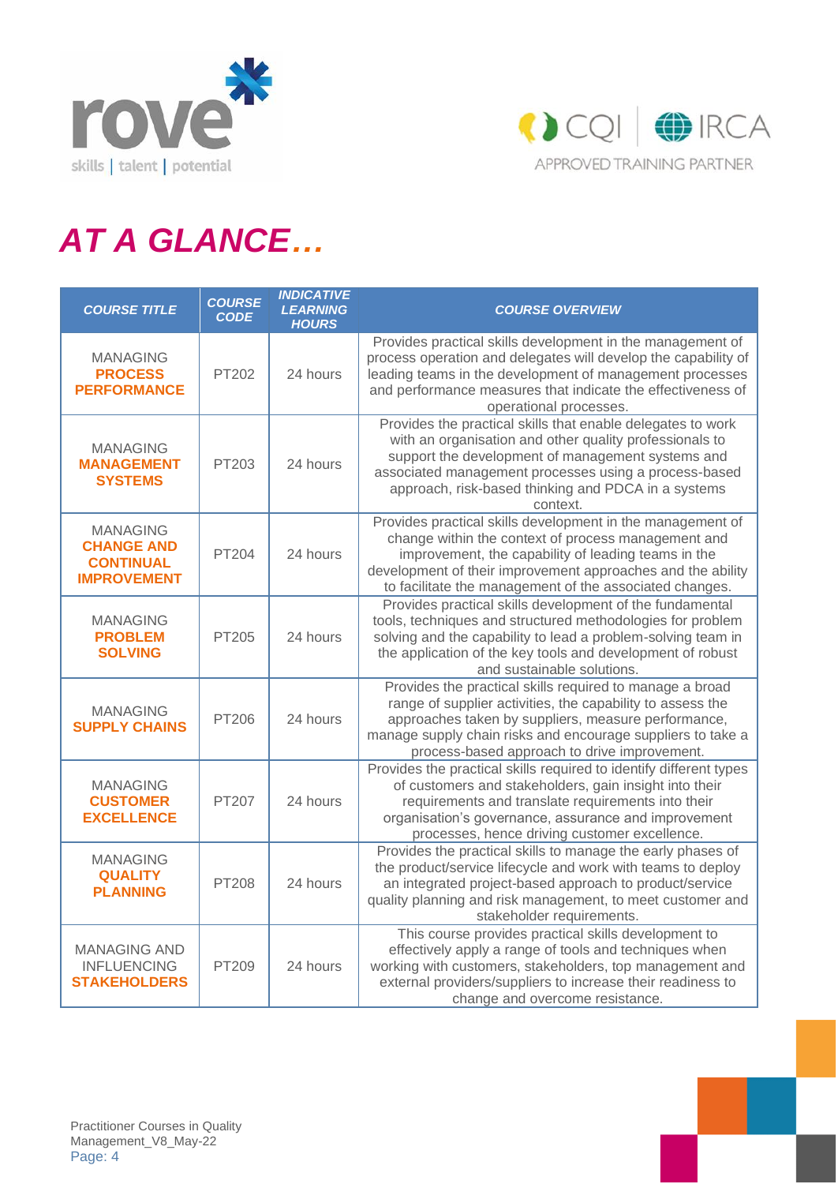# AT A GLANCE…

| COURSE TITLE | COURSE CODE | INDICATIVE LEARNING HOURS | COURSE OVERVIEW |
|---|---|---|---|
| MANAGING **PROCESS PERFORMANCE** | PT202 | 24 hours | Provides practical skills development in the management of process operation and delegates will develop the capability of leading teams in the development of management processes and performance measures that indicate the effectiveness of operational processes. |
| MANAGING **MANAGEMENT SYSTEMS** | PT203 | 24 hours | Provides the practical skills that enable delegates to work with an organisation and other quality professionals to support the development of management systems and associated management processes using a process-based approach, risk-based thinking and PDCA in a systems context. |
| MANAGING **CHANGE AND CONTINUAL IMPROVEMENT** | PT204 | 24 hours | Provides practical skills development in the management of change within the context of process management and improvement, the capability of leading teams in the development of their improvement approaches and the ability to facilitate the management of the associated changes. |
| MANAGING **PROBLEM SOLVING** | PT205 | 24 hours | Provides practical skills development of the fundamental tools, techniques and structured methodologies for problem solving and the capability to lead a problem-solving team in the application of the key tools and development of robust and sustainable solutions. |
| MANAGING **SUPPLY CHAINS** | PT206 | 24 hours | Provides the practical skills required to manage a broad range of supplier activities, the capability to assess the approaches taken by suppliers, measure performance, manage supply chain risks and encourage suppliers to take a process-based approach to drive improvement. |
| MANAGING **CUSTOMER EXCELLENCE** | PT207 | 24 hours | Provides the practical skills required to identify different types of customers and stakeholders, gain insight into their requirements and translate requirements into their organisation's governance, assurance and improvement processes, hence driving customer excellence. |
| MANAGING **QUALITY PLANNING** | PT208 | 24 hours | Provides the practical skills to manage the early phases of the product/service lifecycle and work with teams to deploy an integrated project-based approach to product/service quality planning and risk management, to meet customer and stakeholder requirements. |
| MANAGING AND INFLUENCING **STAKEHOLDERS** | PT209 | 24 hours | This course provides practical skills development to effectively apply a range of tools and techniques when working with customers, stakeholders, top management and external providers/suppliers to increase their readiness to change and overcome resistance. |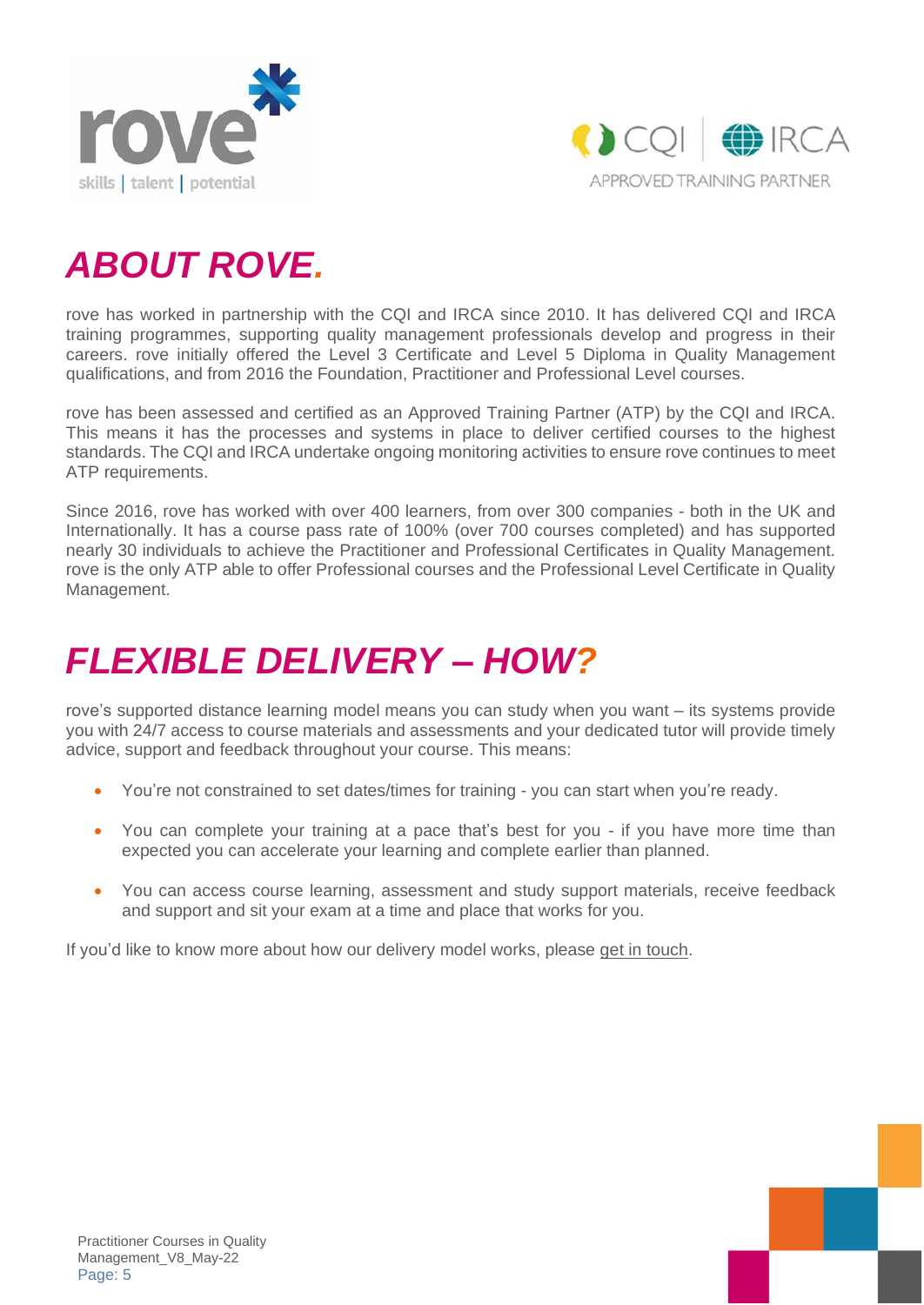# *ABOUT ROVE.*

rove has worked in partnership with the CQI and IRCA since 2010. It has delivered CQI and IRCA training programmes, supporting quality management professionals develop and progress in their careers. rove initially offered the Level 3 Certificate and Level 5 Diploma in Quality Management qualifications, and from 2016 the Foundation, Practitioner and Professional Level courses.

rove has been assessed and certified as an Approved Training Partner (ATP) by the CQI and IRCA. This means it has the processes and systems in place to deliver certified courses to the highest standards. The CQI and IRCA undertake ongoing monitoring activities to ensure rove continues to meet ATP requirements.

Since 2016, rove has worked with over 400 learners, from over 300 companies - both in the UK and Internationally. It has a course pass rate of 100% (over 700 courses completed) and has supported nearly 30 individuals to achieve the Practitioner and Professional Certificates in Quality Management. rove is the only ATP able to offer Professional courses and the Professional Level Certificate in Quality Management.

# *FLEXIBLE DELIVERY – HOW?*

rove's supported distance learning model means you can study when you want – its systems provide you with 24/7 access to course materials and assessments and your dedicated tutor will provide timely advice, support and feedback throughout your course. This means:

- You're not constrained to set dates/times for training - you can start when you're ready.
- You can complete your training at a pace that's best for you - if you have more time than expected you can accelerate your learning and complete earlier than planned.
- You can access course learning, assessment and study support materials, receive feedback and support and sit your exam at a time and place that works for you.

If you'd like to know more about how our delivery model works, please get in touch.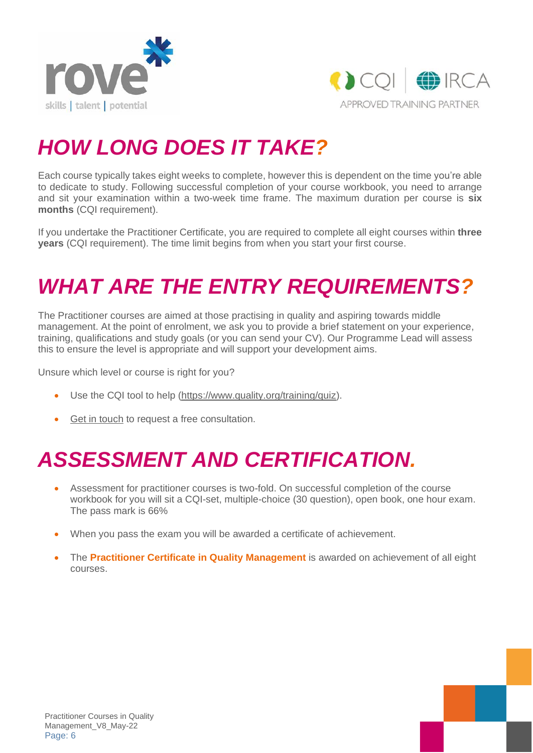# *HOW LONG DOES IT TAKE?*

Each course typically takes eight weeks to complete, however this is dependent on the time you're able to dedicate to study. Following successful completion of your course workbook, you need to arrange and sit your examination within a two-week time frame. The maximum duration per course is **six months** (CQI requirement).

If you undertake the Practitioner Certificate, you are required to complete all eight courses within **three years** (CQI requirement). The time limit begins from when you start your first course.

# *WHAT ARE THE ENTRY REQUIREMENTS?*

The Practitioner courses are aimed at those practising in quality and aspiring towards middle management. At the point of enrolment, we ask you to provide a brief statement on your experience, training, qualifications and study goals (or you can send your CV). Our Programme Lead will assess this to ensure the level is appropriate and will support your development aims.

Unsure which level or course is right for you?

- Use the CQI tool to help (https://www.quality.org/training/quiz).
- Get in touch to request a free consultation.

# *ASSESSMENT AND CERTIFICATION.*

- Assessment for practitioner courses is two-fold. On successful completion of the course workbook for you will sit a CQI-set, multiple-choice (30 question), open book, one hour exam. The pass mark is 66%
- When you pass the exam you will be awarded a certificate of achievement.
- The **Practitioner Certificate in Quality Management** is awarded on achievement of all eight courses.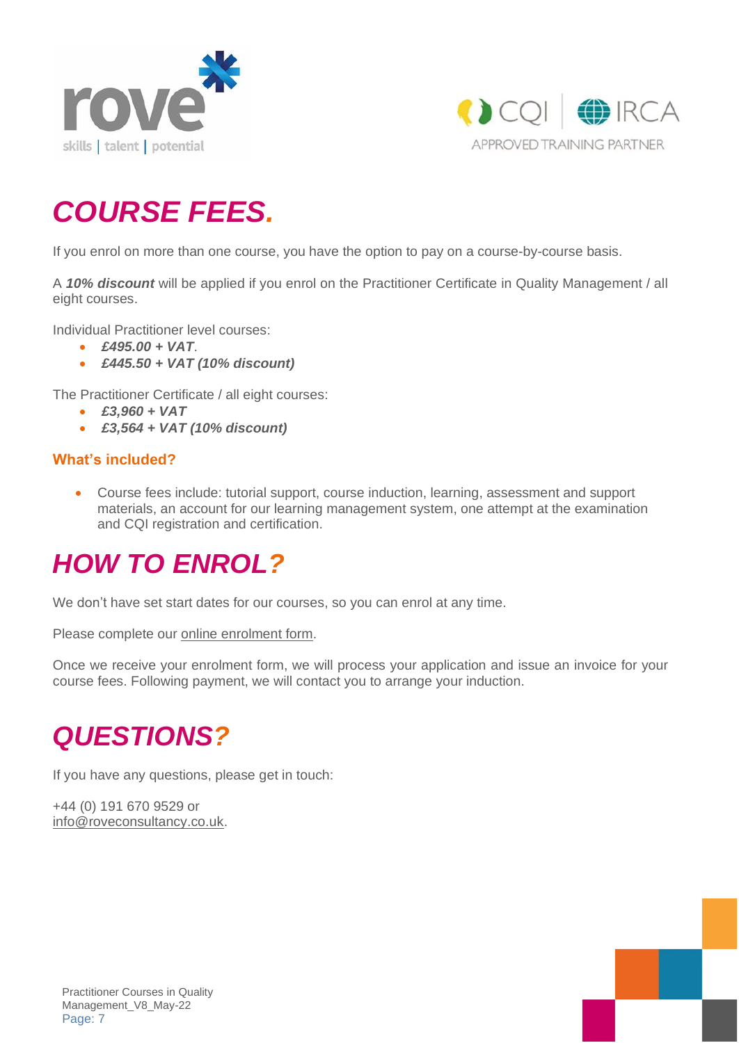# COURSE FEES.

If you enrol on more than one course, you have the option to pay on a course-by-course basis.

A ***10% discount*** will be applied if you enrol on the Practitioner Certificate in Quality Management / all eight courses.

Individual Practitioner level courses:

- ***£495.00 + VAT***.
- ***£445.50 + VAT (10% discount)***

The Practitioner Certificate / all eight courses:

- ***£3,960 + VAT***
- ***£3,564 + VAT (10% discount)***

### What's included?

- Course fees include: tutorial support, course induction, learning, assessment and support materials, an account for our learning management system, one attempt at the examination and CQI registration and certification.

# HOW TO ENROL?

We don't have set start dates for our courses, so you can enrol at any time.

Please complete our online enrolment form.

Once we receive your enrolment form, we will process your application and issue an invoice for your course fees. Following payment, we will contact you to arrange your induction.

# QUESTIONS?

If you have any questions, please get in touch:

+44 (0) 191 670 9529 or
info@roveconsultancy.co.uk.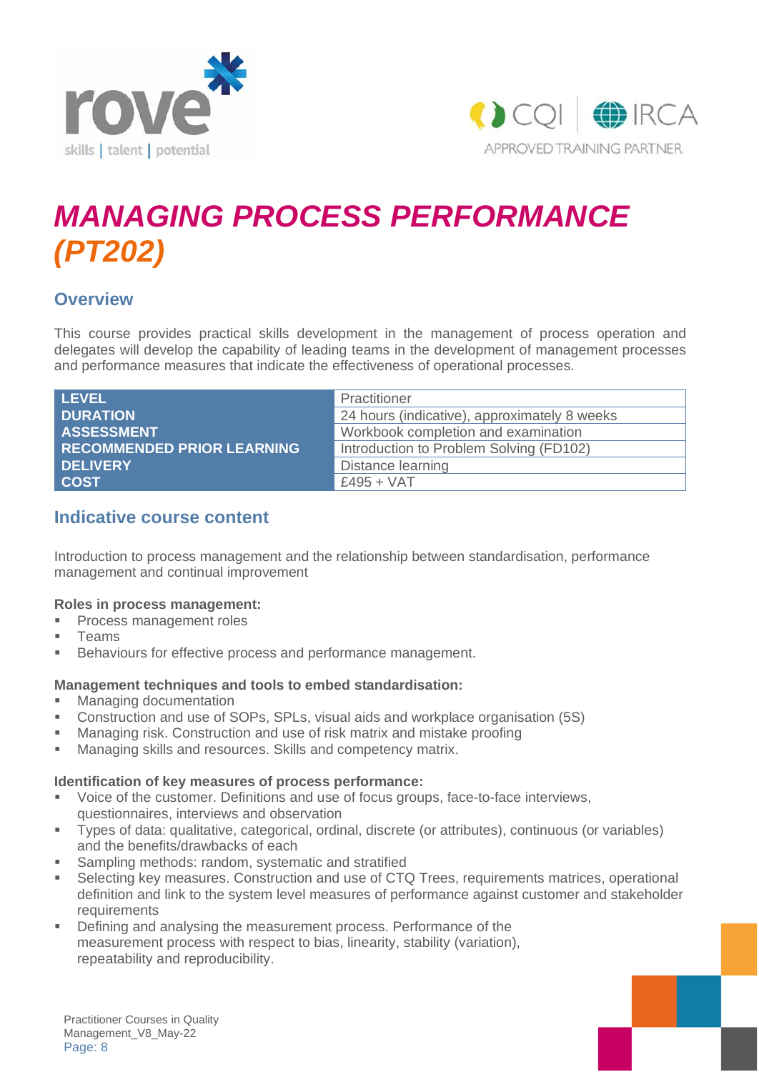# *MANAGING PROCESS PERFORMANCE (PT202)*

## Overview

This course provides practical skills development in the management of process operation and delegates will develop the capability of leading teams in the development of management processes and performance measures that indicate the effectiveness of operational processes.

| | |
|---|---|
| **LEVEL** | Practitioner |
| **DURATION** | 24 hours (indicative), approximately 8 weeks |
| **ASSESSMENT** | Workbook completion and examination |
| **RECOMMENDED PRIOR LEARNING** | Introduction to Problem Solving (FD102) |
| **DELIVERY** | Distance learning |
| **COST** | £495 + VAT |

## Indicative course content

Introduction to process management and the relationship between standardisation, performance management and continual improvement

**Roles in process management:**

- Process management roles
- Teams
- Behaviours for effective process and performance management.

**Management techniques and tools to embed standardisation:**

- Managing documentation
- Construction and use of SOPs, SPLs, visual aids and workplace organisation (5S)
- Managing risk. Construction and use of risk matrix and mistake proofing
- Managing skills and resources. Skills and competency matrix.

**Identification of key measures of process performance:**

- Voice of the customer. Definitions and use of focus groups, face-to-face interviews, questionnaires, interviews and observation
- Types of data: qualitative, categorical, ordinal, discrete (or attributes), continuous (or variables) and the benefits/drawbacks of each
- Sampling methods: random, systematic and stratified
- Selecting key measures. Construction and use of CTQ Trees, requirements matrices, operational definition and link to the system level measures of performance against customer and stakeholder requirements
- Defining and analysing the measurement process. Performance of the measurement process with respect to bias, linearity, stability (variation), repeatability and reproducibility.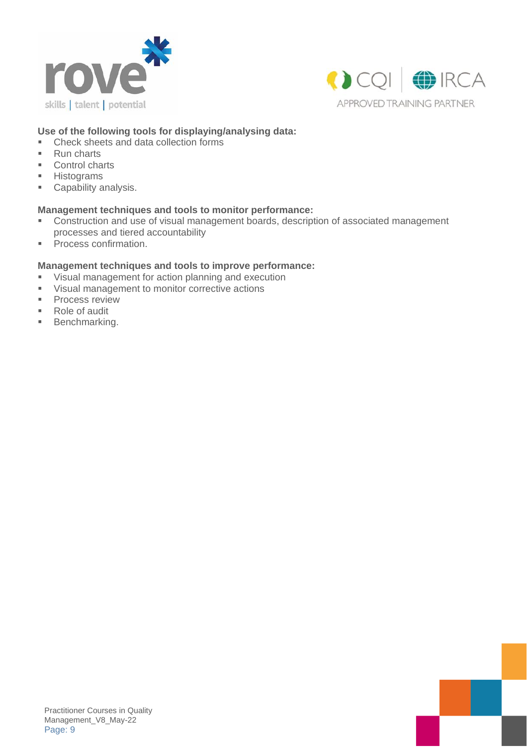**Use of the following tools for displaying/analysing data:**

- Check sheets and data collection forms
- Run charts
- Control charts
- Histograms
- Capability analysis.

**Management techniques and tools to monitor performance:**

- Construction and use of visual management boards, description of associated management processes and tiered accountability
- Process confirmation.

**Management techniques and tools to improve performance:**

- Visual management for action planning and execution
- Visual management to monitor corrective actions
- Process review
- Role of audit
- Benchmarking.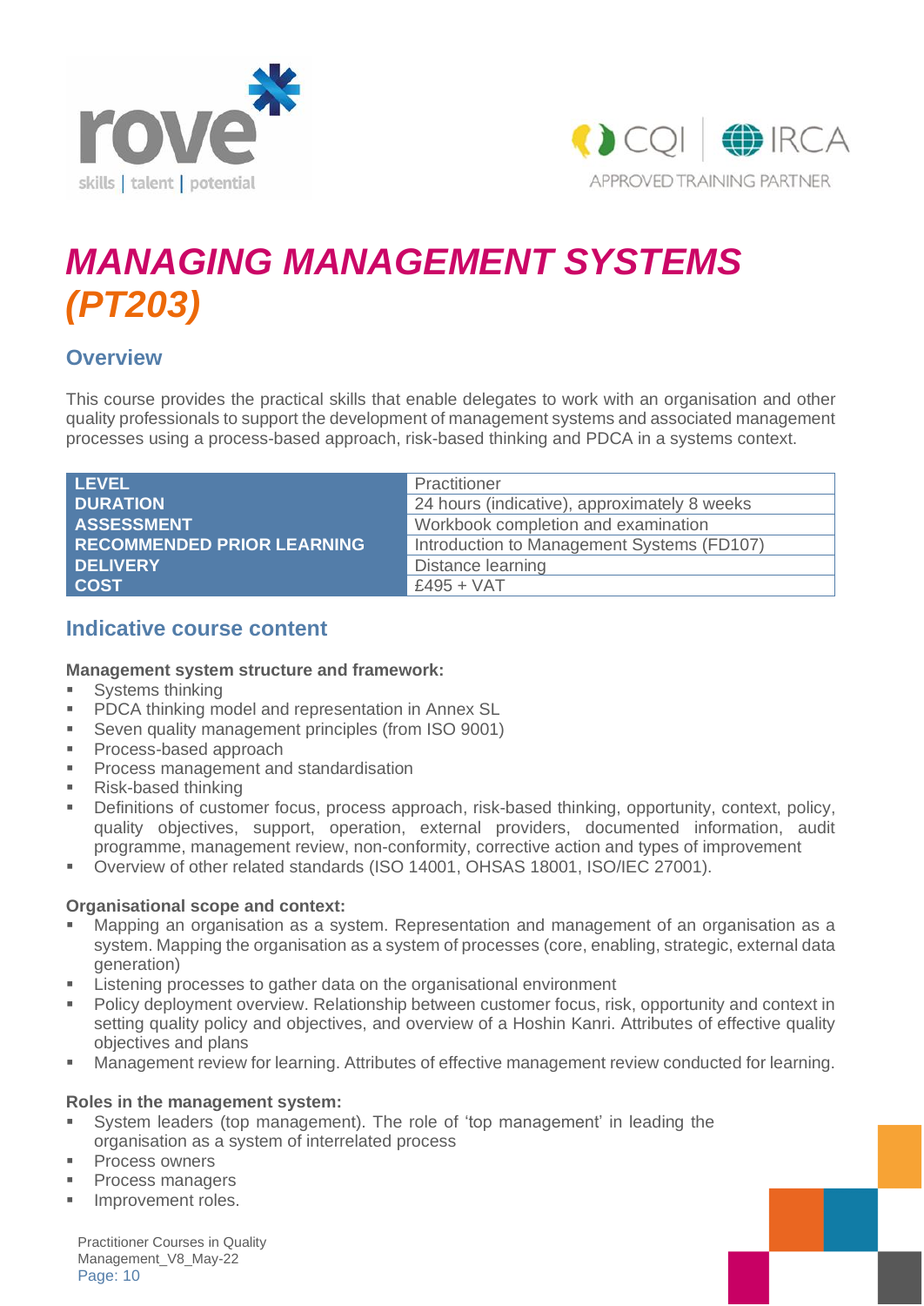# *MANAGING MANAGEMENT SYSTEMS (PT203)*

## Overview

This course provides the practical skills that enable delegates to work with an organisation and other quality professionals to support the development of management systems and associated management processes using a process-based approach, risk-based thinking and PDCA in a systems context.

| | |
|---|---|
| **LEVEL** | Practitioner |
| **DURATION** | 24 hours (indicative), approximately 8 weeks |
| **ASSESSMENT** | Workbook completion and examination |
| **RECOMMENDED PRIOR LEARNING** | Introduction to Management Systems (FD107) |
| **DELIVERY** | Distance learning |
| **COST** | £495 + VAT |

## Indicative course content

**Management system structure and framework:**

- Systems thinking
- PDCA thinking model and representation in Annex SL
- Seven quality management principles (from ISO 9001)
- Process-based approach
- Process management and standardisation
- Risk-based thinking
- Definitions of customer focus, process approach, risk-based thinking, opportunity, context, policy, quality objectives, support, operation, external providers, documented information, audit programme, management review, non-conformity, corrective action and types of improvement
- Overview of other related standards (ISO 14001, OHSAS 18001, ISO/IEC 27001).

**Organisational scope and context:**

- Mapping an organisation as a system. Representation and management of an organisation as a system. Mapping the organisation as a system of processes (core, enabling, strategic, external data generation)
- Listening processes to gather data on the organisational environment
- Policy deployment overview. Relationship between customer focus, risk, opportunity and context in setting quality policy and objectives, and overview of a Hoshin Kanri. Attributes of effective quality objectives and plans
- Management review for learning. Attributes of effective management review conducted for learning.

**Roles in the management system:**

- System leaders (top management). The role of 'top management' in leading the organisation as a system of interrelated process
- Process owners
- Process managers
- Improvement roles.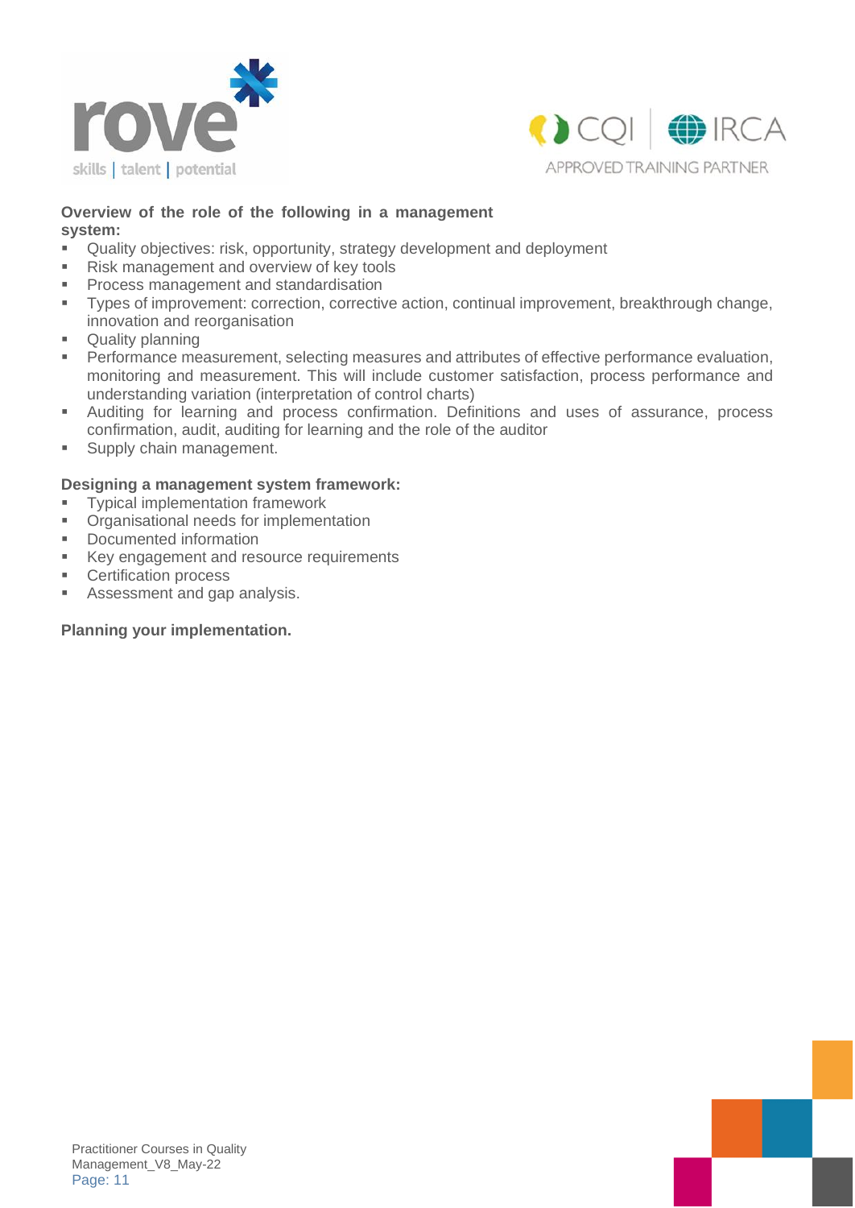**Overview of the role of the following in a management system:**

- Quality objectives: risk, opportunity, strategy development and deployment
- Risk management and overview of key tools
- Process management and standardisation
- Types of improvement: correction, corrective action, continual improvement, breakthrough change, innovation and reorganisation
- Quality planning
- Performance measurement, selecting measures and attributes of effective performance evaluation, monitoring and measurement. This will include customer satisfaction, process performance and understanding variation (interpretation of control charts)
- Auditing for learning and process confirmation. Definitions and uses of assurance, process confirmation, audit, auditing for learning and the role of the auditor
- Supply chain management.

**Designing a management system framework:**

- Typical implementation framework
- Organisational needs for implementation
- Documented information
- Key engagement and resource requirements
- Certification process
- Assessment and gap analysis.

**Planning your implementation.**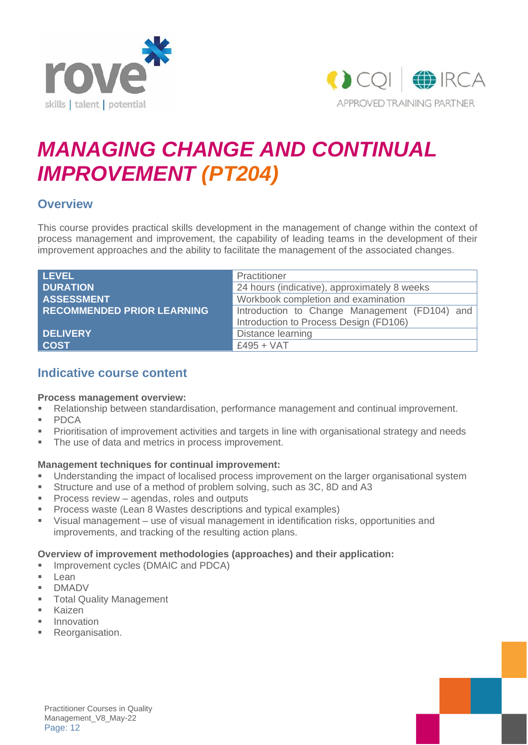# *MANAGING CHANGE AND CONTINUAL IMPROVEMENT (PT204)*

## Overview

This course provides practical skills development in the management of change within the context of process management and improvement, the capability of leading teams in the development of their improvement approaches and the ability to facilitate the management of the associated changes.

| | |
|---|---|
| **LEVEL** | Practitioner |
| **DURATION** | 24 hours (indicative), approximately 8 weeks |
| **ASSESSMENT** | Workbook completion and examination |
| **RECOMMENDED PRIOR LEARNING** | Introduction to Change Management (FD104) and Introduction to Process Design (FD106) |
| **DELIVERY** | Distance learning |
| **COST** | £495 + VAT |

## Indicative course content

**Process management overview:**

- Relationship between standardisation, performance management and continual improvement.
- PDCA
- Prioritisation of improvement activities and targets in line with organisational strategy and needs
- The use of data and metrics in process improvement.

**Management techniques for continual improvement:**

- Understanding the impact of localised process improvement on the larger organisational system
- Structure and use of a method of problem solving, such as 3C, 8D and A3
- Process review – agendas, roles and outputs
- Process waste (Lean 8 Wastes descriptions and typical examples)
- Visual management – use of visual management in identification risks, opportunities and improvements, and tracking of the resulting action plans.

**Overview of improvement methodologies (approaches) and their application:**

- Improvement cycles (DMAIC and PDCA)
- Lean
- DMADV
- Total Quality Management
- Kaizen
- Innovation
- Reorganisation.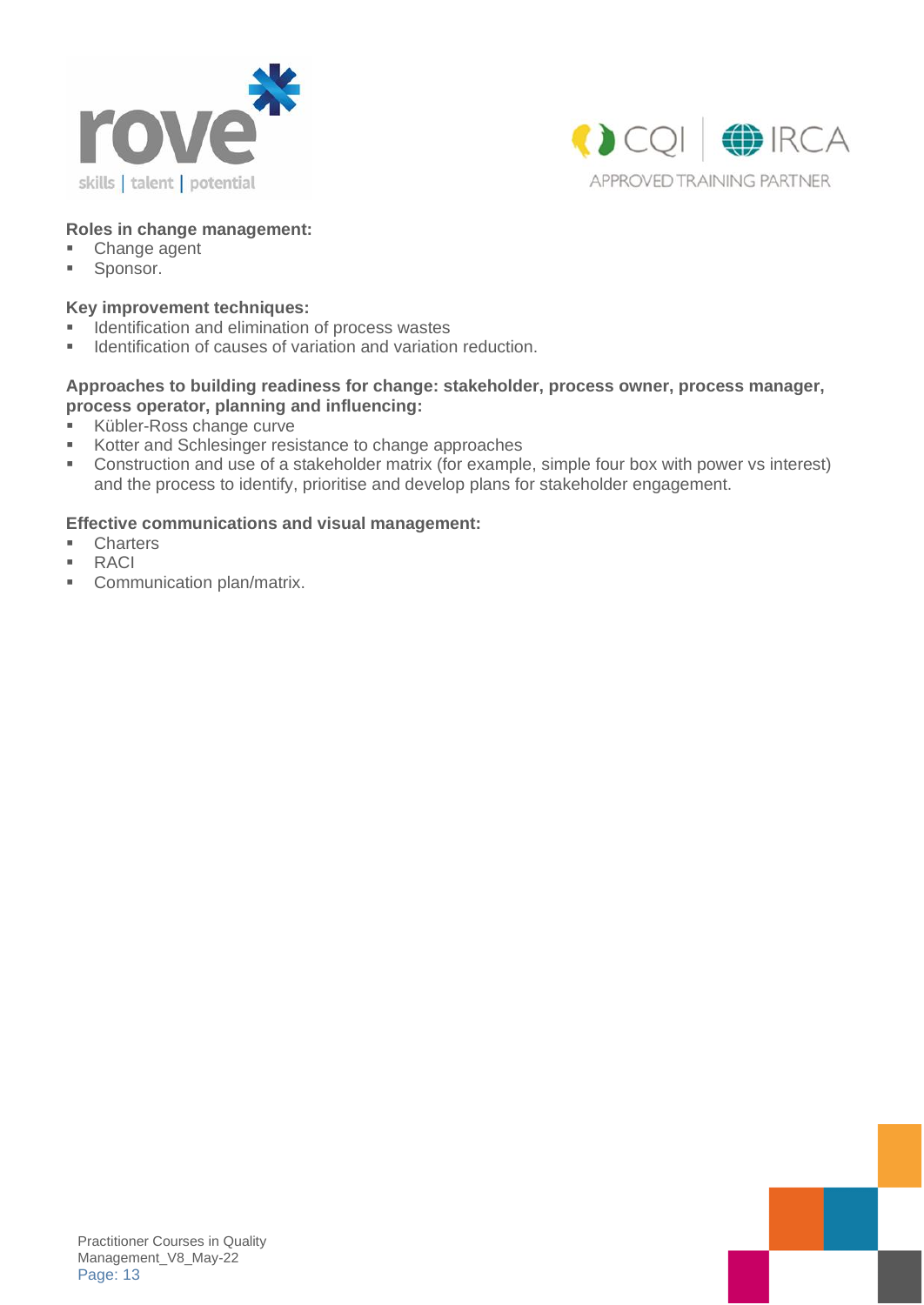**Roles in change management:**

- Change agent
- Sponsor.

**Key improvement techniques:**

- Identification and elimination of process wastes
- Identification of causes of variation and variation reduction.

**Approaches to building readiness for change: stakeholder, process owner, process manager, process operator, planning and influencing:**

- Kübler-Ross change curve
- Kotter and Schlesinger resistance to change approaches
- Construction and use of a stakeholder matrix (for example, simple four box with power vs interest) and the process to identify, prioritise and develop plans for stakeholder engagement.

**Effective communications and visual management:**

- Charters
- RACI
- Communication plan/matrix.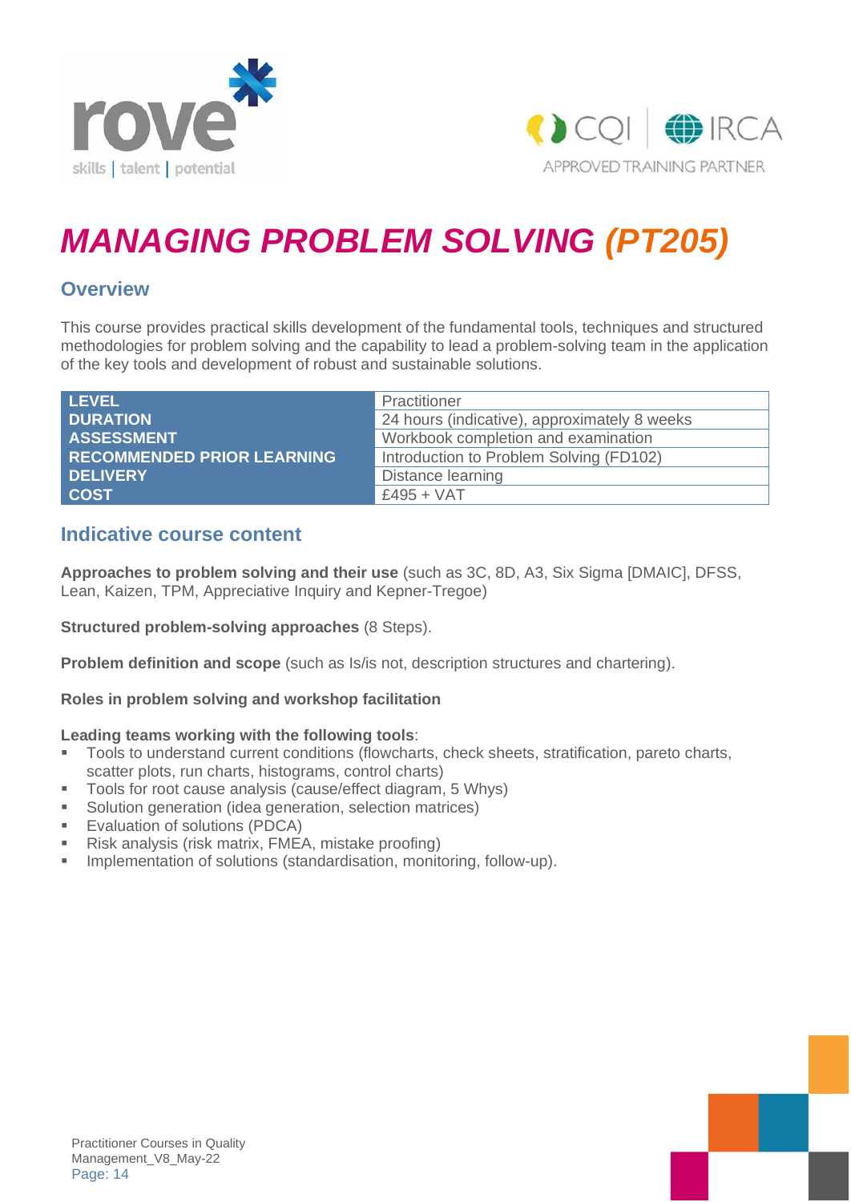# MANAGING PROBLEM SOLVING (PT205)

## Overview

This course provides practical skills development of the fundamental tools, techniques and structured methodologies for problem solving and the capability to lead a problem-solving team in the application of the key tools and development of robust and sustainable solutions.

| | |
|---|---|
| **LEVEL** | Practitioner |
| **DURATION** | 24 hours (indicative), approximately 8 weeks |
| **ASSESSMENT** | Workbook completion and examination |
| **RECOMMENDED PRIOR LEARNING** | Introduction to Problem Solving (FD102) |
| **DELIVERY** | Distance learning |
| **COST** | £495 + VAT |

## Indicative course content

**Approaches to problem solving and their use** (such as 3C, 8D, A3, Six Sigma [DMAIC], DFSS, Lean, Kaizen, TPM, Appreciative Inquiry and Kepner-Tregoe)

**Structured problem-solving approaches** (8 Steps).

**Problem definition and scope** (such as Is/is not, description structures and chartering).

**Roles in problem solving and workshop facilitation**

**Leading teams working with the following tools**:

- Tools to understand current conditions (flowcharts, check sheets, stratification, pareto charts, scatter plots, run charts, histograms, control charts)
- Tools for root cause analysis (cause/effect diagram, 5 Whys)
- Solution generation (idea generation, selection matrices)
- Evaluation of solutions (PDCA)
- Risk analysis (risk matrix, FMEA, mistake proofing)
- Implementation of solutions (standardisation, monitoring, follow-up).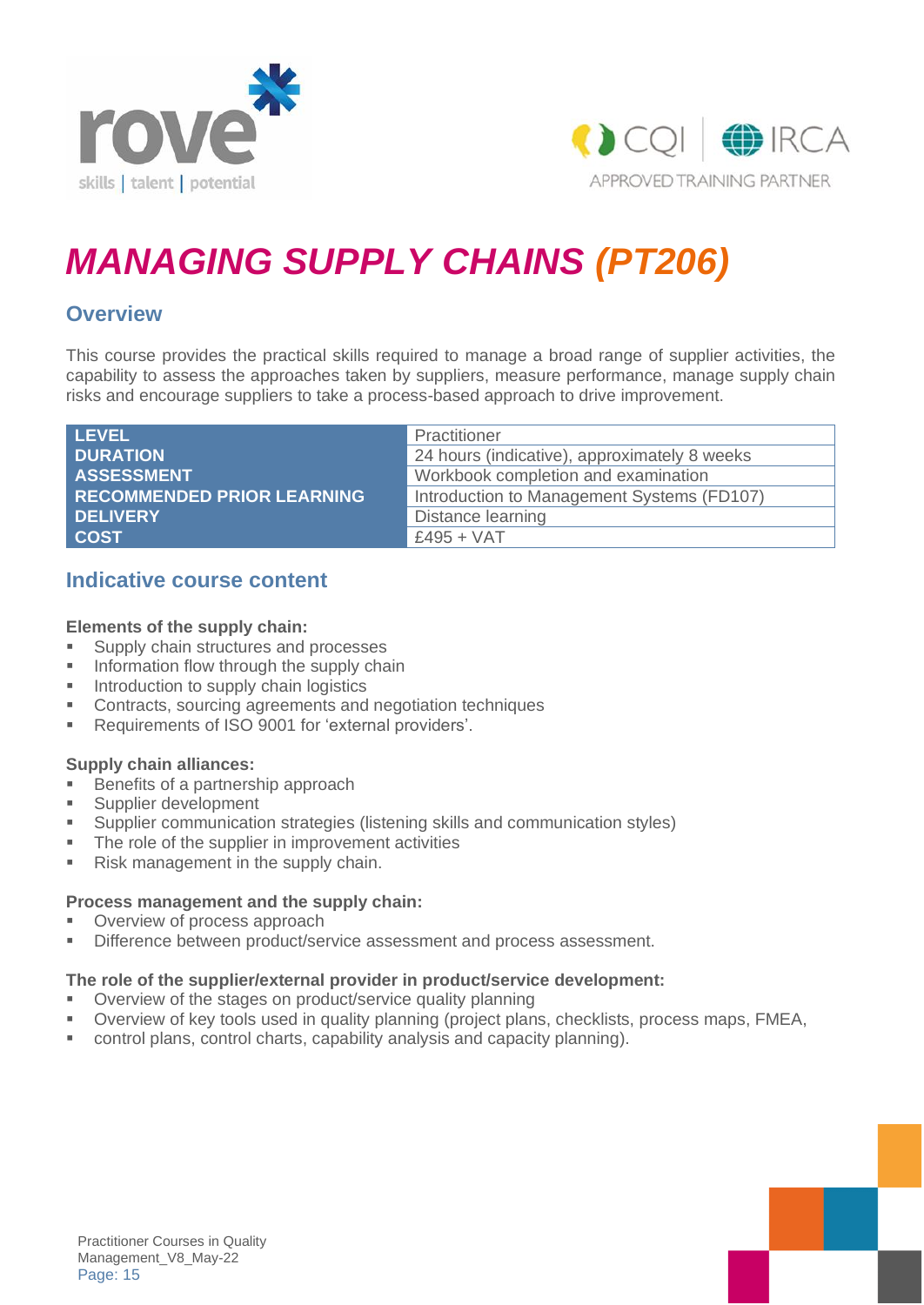# *MANAGING SUPPLY CHAINS (PT206)*

## Overview

This course provides the practical skills required to manage a broad range of supplier activities, the capability to assess the approaches taken by suppliers, measure performance, manage supply chain risks and encourage suppliers to take a process-based approach to drive improvement.

| | |
|---|---|
| **LEVEL** | Practitioner |
| **DURATION** | 24 hours (indicative), approximately 8 weeks |
| **ASSESSMENT** | Workbook completion and examination |
| **RECOMMENDED PRIOR LEARNING** | Introduction to Management Systems (FD107) |
| **DELIVERY** | Distance learning |
| **COST** | £495 + VAT |

## Indicative course content

**Elements of the supply chain:**

- Supply chain structures and processes
- Information flow through the supply chain
- Introduction to supply chain logistics
- Contracts, sourcing agreements and negotiation techniques
- Requirements of ISO 9001 for 'external providers'.

**Supply chain alliances:**

- Benefits of a partnership approach
- Supplier development
- Supplier communication strategies (listening skills and communication styles)
- The role of the supplier in improvement activities
- Risk management in the supply chain.

**Process management and the supply chain:**

- Overview of process approach
- Difference between product/service assessment and process assessment.

**The role of the supplier/external provider in product/service development:**

- Overview of the stages on product/service quality planning
- Overview of key tools used in quality planning (project plans, checklists, process maps, FMEA,
- control plans, control charts, capability analysis and capacity planning).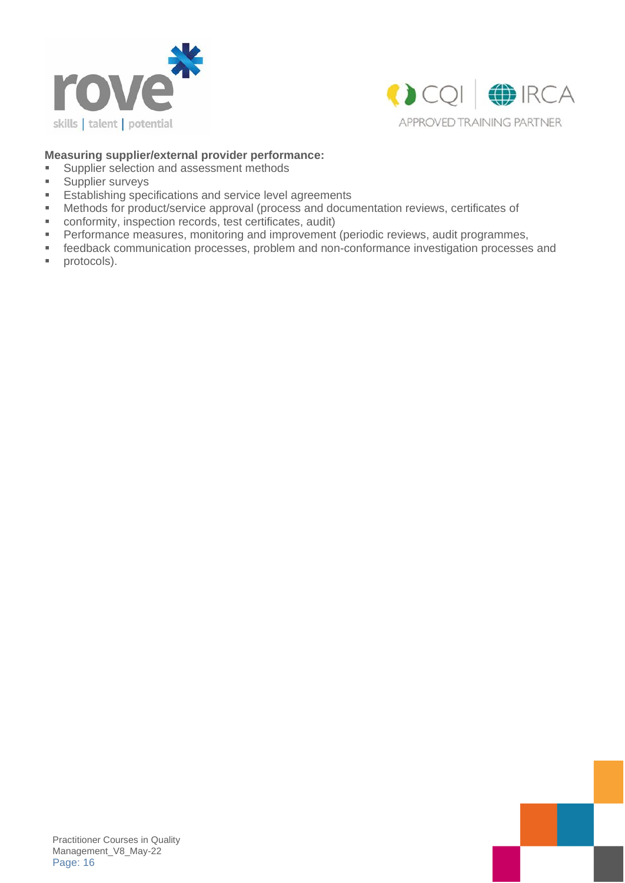**Measuring supplier/external provider performance:**

- Supplier selection and assessment methods
- Supplier surveys
- Establishing specifications and service level agreements
- Methods for product/service approval (process and documentation reviews, certificates of
- conformity, inspection records, test certificates, audit)
- Performance measures, monitoring and improvement (periodic reviews, audit programmes,
- feedback communication processes, problem and non-conformance investigation processes and
- protocols).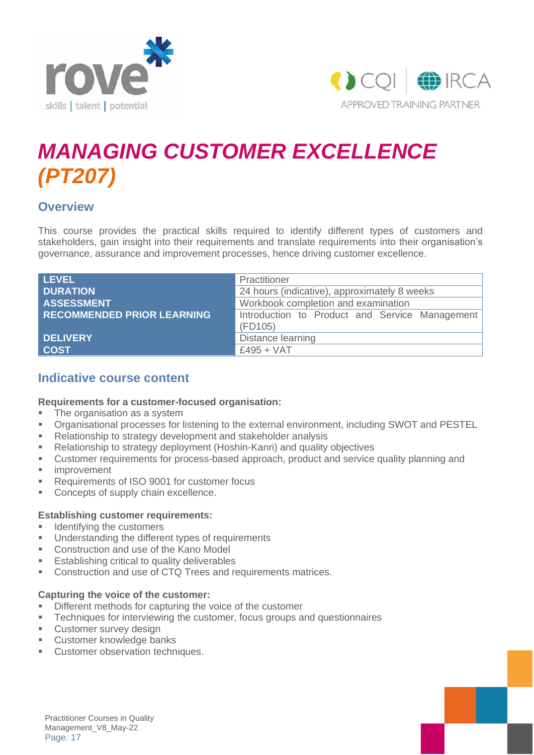# *MANAGING CUSTOMER EXCELLENCE (PT207)*

## Overview

This course provides the practical skills required to identify different types of customers and stakeholders, gain insight into their requirements and translate requirements into their organisation's governance, assurance and improvement processes, hence driving customer excellence.

| | |
|---|---|
| **LEVEL** | Practitioner |
| **DURATION** | 24 hours (indicative), approximately 8 weeks |
| **ASSESSMENT** | Workbook completion and examination |
| **RECOMMENDED PRIOR LEARNING** | Introduction to Product and Service Management (FD105) |
| **DELIVERY** | Distance learning |
| **COST** | £495 + VAT |

## Indicative course content

**Requirements for a customer-focused organisation:**

- The organisation as a system
- Organisational processes for listening to the external environment, including SWOT and PESTEL
- Relationship to strategy development and stakeholder analysis
- Relationship to strategy deployment (Hoshin-Kanri) and quality objectives
- Customer requirements for process-based approach, product and service quality planning and
- improvement
- Requirements of ISO 9001 for customer focus
- Concepts of supply chain excellence.

**Establishing customer requirements:**

- Identifying the customers
- Understanding the different types of requirements
- Construction and use of the Kano Model
- Establishing critical to quality deliverables
- Construction and use of CTQ Trees and requirements matrices.

**Capturing the voice of the customer:**

- Different methods for capturing the voice of the customer
- Techniques for interviewing the customer, focus groups and questionnaires
- Customer survey design
- Customer knowledge banks
- Customer observation techniques.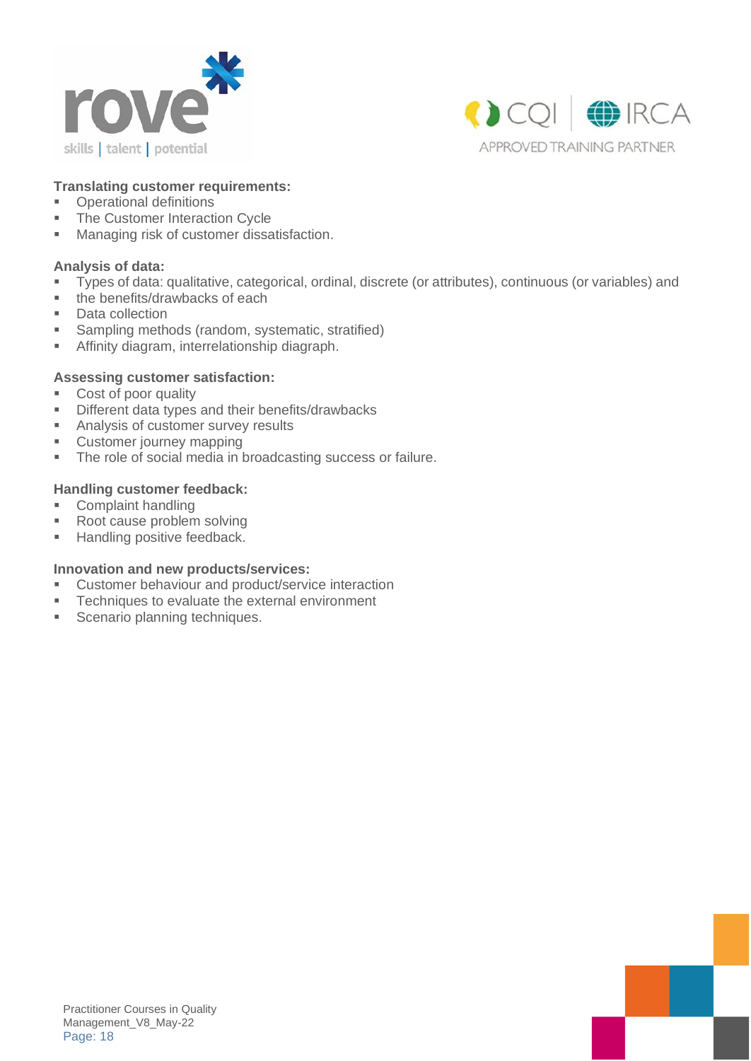**Translating customer requirements:**

- Operational definitions
- The Customer Interaction Cycle
- Managing risk of customer dissatisfaction.

**Analysis of data:**

- Types of data: qualitative, categorical, ordinal, discrete (or attributes), continuous (or variables) and
- the benefits/drawbacks of each
- Data collection
- Sampling methods (random, systematic, stratified)
- Affinity diagram, interrelationship diagraph.

**Assessing customer satisfaction:**

- Cost of poor quality
- Different data types and their benefits/drawbacks
- Analysis of customer survey results
- Customer journey mapping
- The role of social media in broadcasting success or failure.

**Handling customer feedback:**

- Complaint handling
- Root cause problem solving
- Handling positive feedback.

**Innovation and new products/services:**

- Customer behaviour and product/service interaction
- Techniques to evaluate the external environment
- Scenario planning techniques.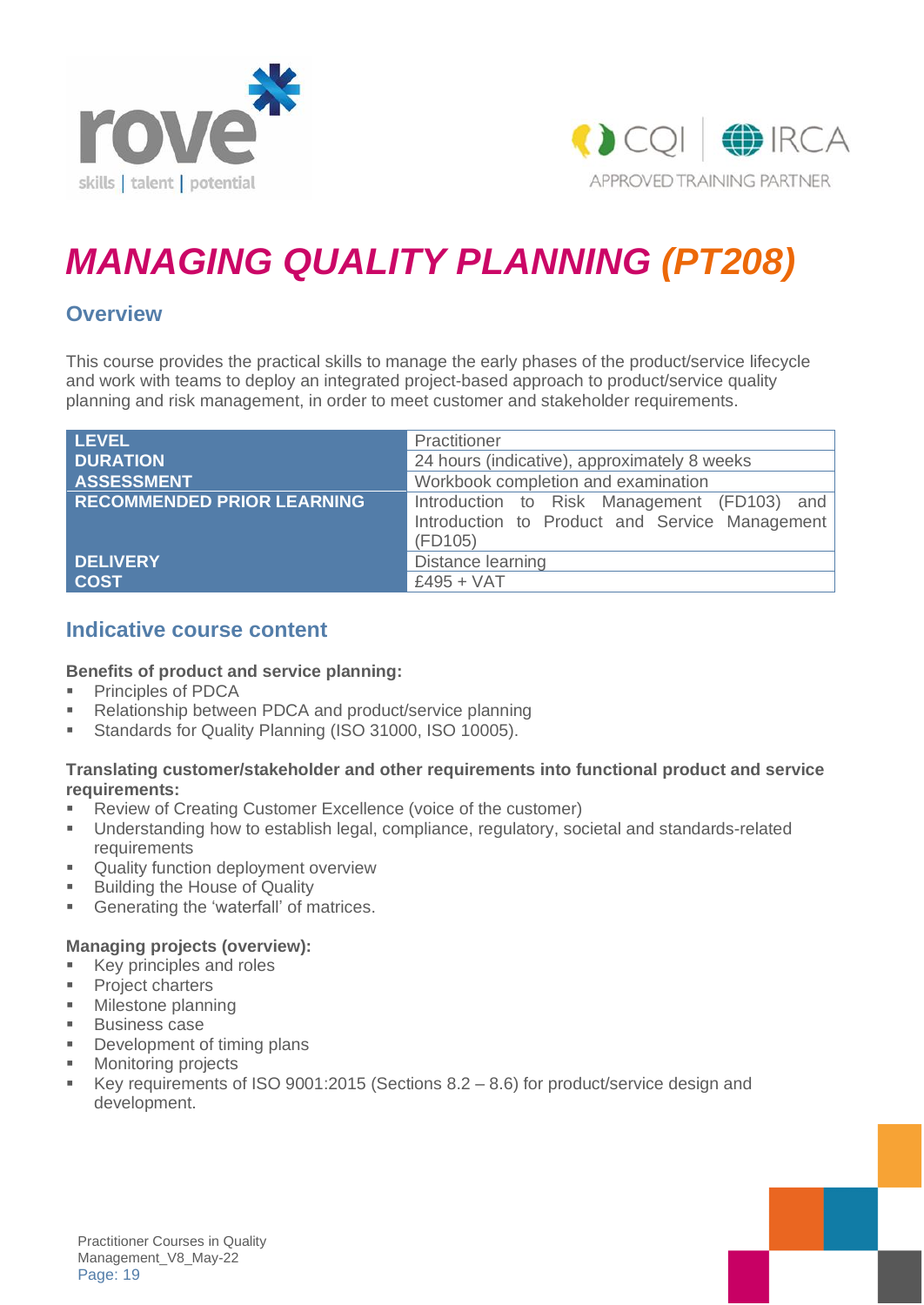# *MANAGING QUALITY PLANNING (PT208)*

## Overview

This course provides the practical skills to manage the early phases of the product/service lifecycle and work with teams to deploy an integrated project-based approach to product/service quality planning and risk management, in order to meet customer and stakeholder requirements.

| | |
|---|---|
| **LEVEL** | Practitioner |
| **DURATION** | 24 hours (indicative), approximately 8 weeks |
| **ASSESSMENT** | Workbook completion and examination |
| **RECOMMENDED PRIOR LEARNING** | Introduction to Risk Management (FD103) and Introduction to Product and Service Management (FD105) |
| **DELIVERY** | Distance learning |
| **COST** | £495 + VAT |

## Indicative course content

**Benefits of product and service planning:**

- Principles of PDCA
- Relationship between PDCA and product/service planning
- Standards for Quality Planning (ISO 31000, ISO 10005).

**Translating customer/stakeholder and other requirements into functional product and service requirements:**

- Review of Creating Customer Excellence (voice of the customer)
- Understanding how to establish legal, compliance, regulatory, societal and standards-related requirements
- Quality function deployment overview
- Building the House of Quality
- Generating the 'waterfall' of matrices.

**Managing projects (overview):**

- Key principles and roles
- Project charters
- Milestone planning
- Business case
- Development of timing plans
- Monitoring projects
- Key requirements of ISO 9001:2015 (Sections 8.2 – 8.6) for product/service design and development.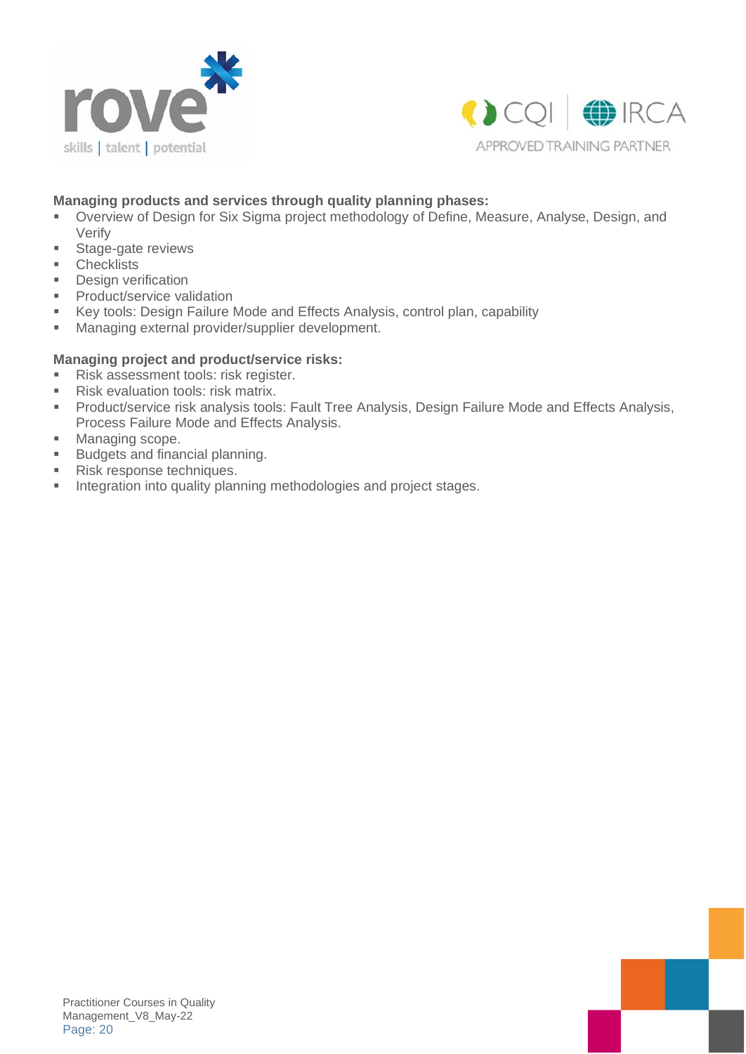**Managing products and services through quality planning phases:**

- Overview of Design for Six Sigma project methodology of Define, Measure, Analyse, Design, and Verify
- Stage-gate reviews
- Checklists
- Design verification
- Product/service validation
- Key tools: Design Failure Mode and Effects Analysis, control plan, capability
- Managing external provider/supplier development.

**Managing project and product/service risks:**

- Risk assessment tools: risk register.
- Risk evaluation tools: risk matrix.
- Product/service risk analysis tools: Fault Tree Analysis, Design Failure Mode and Effects Analysis, Process Failure Mode and Effects Analysis.
- Managing scope.
- Budgets and financial planning.
- Risk response techniques.
- Integration into quality planning methodologies and project stages.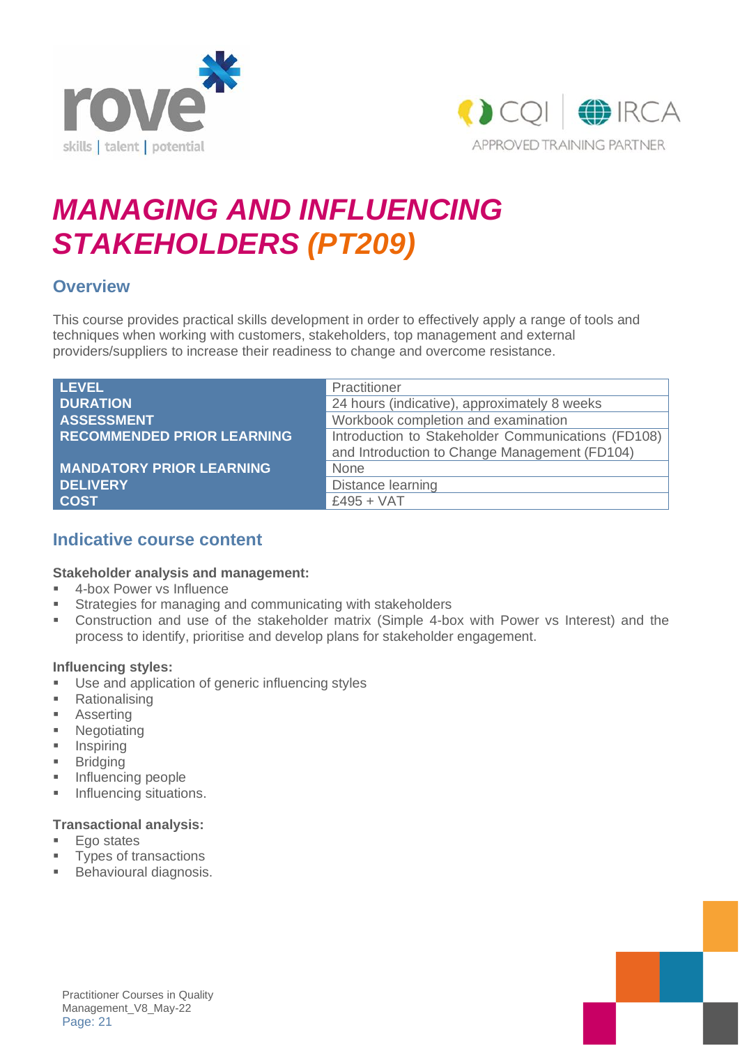# *MANAGING AND INFLUENCING STAKEHOLDERS (PT209)*

## Overview

This course provides practical skills development in order to effectively apply a range of tools and techniques when working with customers, stakeholders, top management and external providers/suppliers to increase their readiness to change and overcome resistance.

| | |
|---|---|
| **LEVEL** | Practitioner |
| **DURATION** | 24 hours (indicative), approximately 8 weeks |
| **ASSESSMENT** | Workbook completion and examination |
| **RECOMMENDED PRIOR LEARNING** | Introduction to Stakeholder Communications (FD108) and Introduction to Change Management (FD104) |
| **MANDATORY PRIOR LEARNING** | None |
| **DELIVERY** | Distance learning |
| **COST** | £495 + VAT |

## Indicative course content

**Stakeholder analysis and management:**

- 4-box Power vs Influence
- Strategies for managing and communicating with stakeholders
- Construction and use of the stakeholder matrix (Simple 4-box with Power vs Interest) and the process to identify, prioritise and develop plans for stakeholder engagement.

**Influencing styles:**

- Use and application of generic influencing styles
- Rationalising
- Asserting
- Negotiating
- Inspiring
- Bridging
- Influencing people
- Influencing situations.

**Transactional analysis:**

- Ego states
- Types of transactions
- Behavioural diagnosis.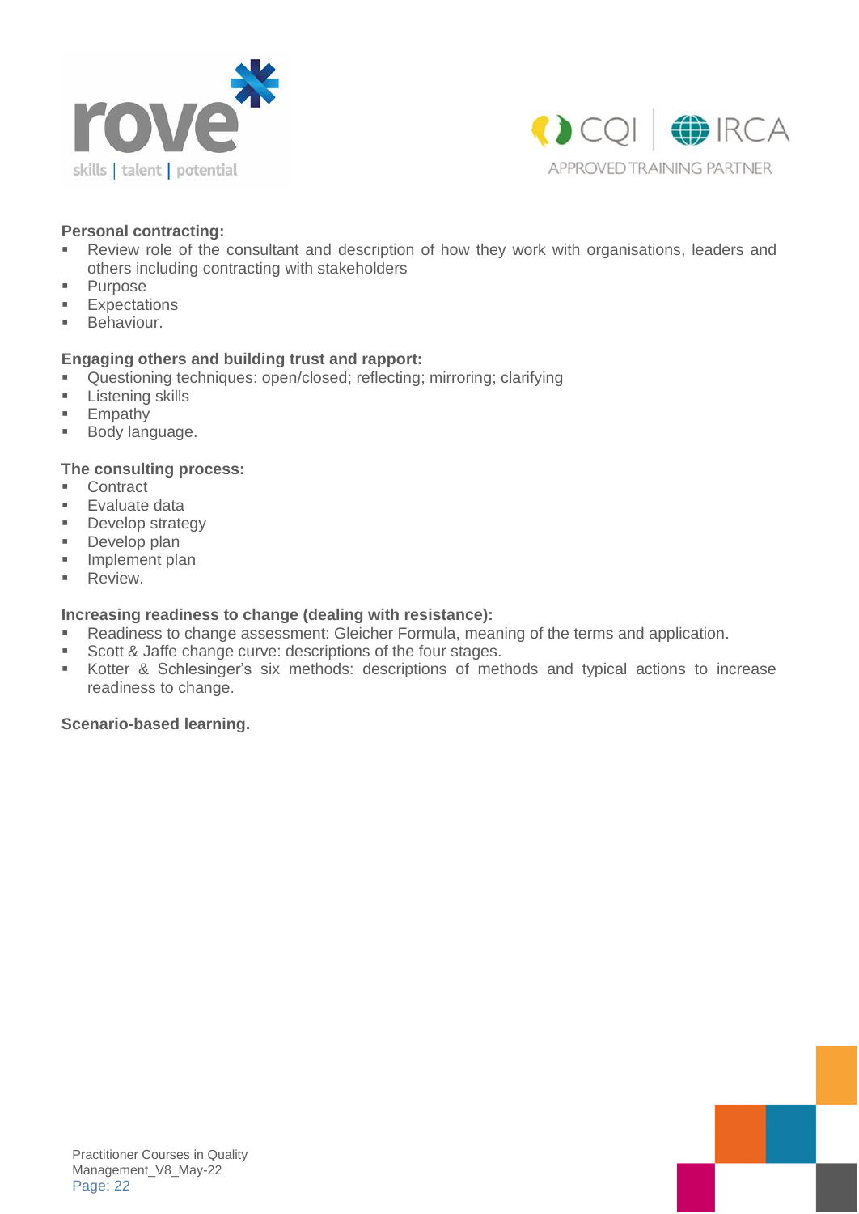**Personal contracting:**

- Review role of the consultant and description of how they work with organisations, leaders and others including contracting with stakeholders
- Purpose
- Expectations
- Behaviour.

**Engaging others and building trust and rapport:**

- Questioning techniques: open/closed; reflecting; mirroring; clarifying
- Listening skills
- Empathy
- Body language.

**The consulting process:**

- Contract
- Evaluate data
- Develop strategy
- Develop plan
- Implement plan
- Review.

**Increasing readiness to change (dealing with resistance):**

- Readiness to change assessment: Gleicher Formula, meaning of the terms and application.
- Scott & Jaffe change curve: descriptions of the four stages.
- Kotter & Schlesinger's six methods: descriptions of methods and typical actions to increase readiness to change.

**Scenario-based learning.**